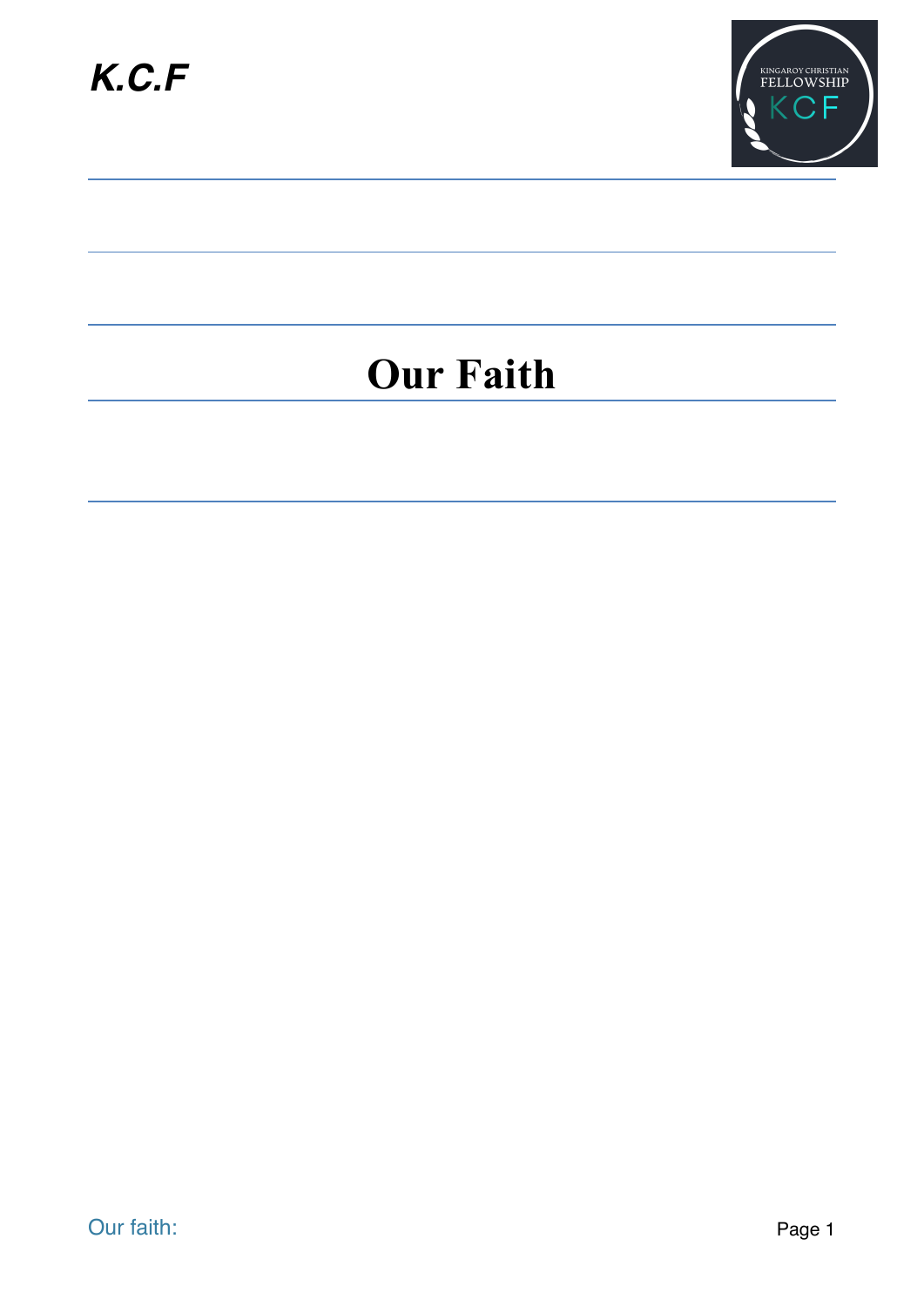# Our Faith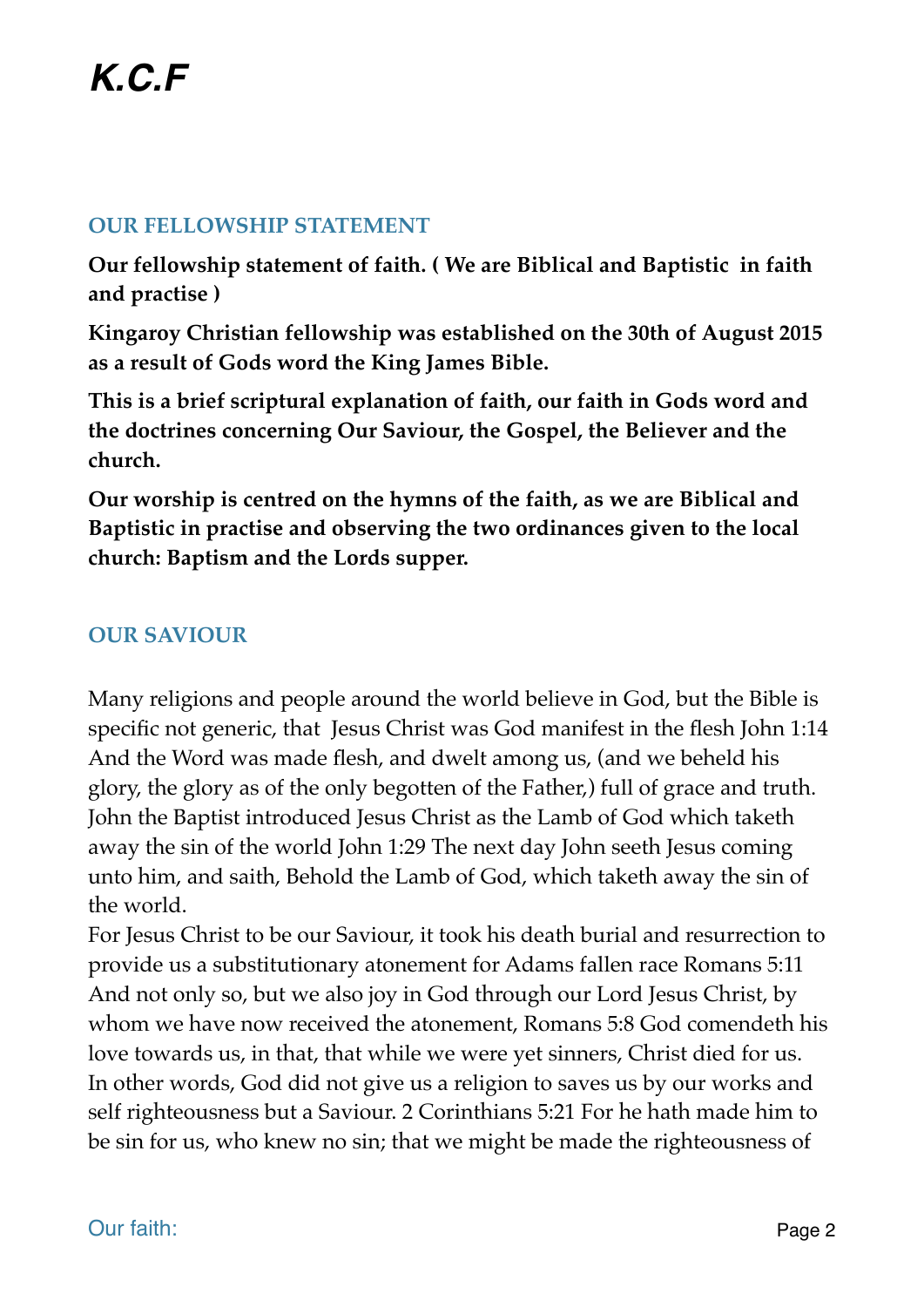# *K.C.F*

## OUR FELLOWSHIP STATEMENT

**Our fellowship statement of faith. ( We are Biblical and Baptistic  in faith and practise )**

**Kingaroy Christian fellowship was established on the 30th of August 2015 as a result of Gods word the King James Bible.**

**This is a brief scriptural explanation of faith, our faith in Gods word and the doctrines concerning Our Saviour, the Gospel, the Believer and the church.**

**Our worship is centred on the hymns of the faith, as we are Biblical and Baptistic in practise and observing the two ordinances given to the local church: Baptism and the Lords supper.**

## OUR SAVIOUR

Many religions and people around the world believe in God, but the Bible is specific not generic, that  Jesus Christ was God manifest in the flesh John 1:14 And the Word was made flesh, and dwelt among us, (and we beheld his glory, the glory as of the only begotten of the Father,) full of grace and truth. John the Baptist introduced Jesus Christ as the Lamb of God which taketh away the sin of the world John 1:29 The next day John seeth Jesus coming unto him, and saith, Behold the Lamb of God, which taketh away the sin of the world.
For Jesus Christ to be our Saviour, it took his death burial and resurrection to provide us a substitutionary atonement for Adams fallen race Romans 5:11 And not only so, but we also joy in God through our Lord Jesus Christ, by whom we have now received the atonement, Romans 5:8 God comendeth his love towards us, in that, that while we were yet sinners, Christ died for us. In other words, God did not give us a religion to saves us by our works and self righteousness but a Saviour. 2 Corinthians 5:21 For he hath made him to be sin for us, who knew no sin; that we might be made the righteousness of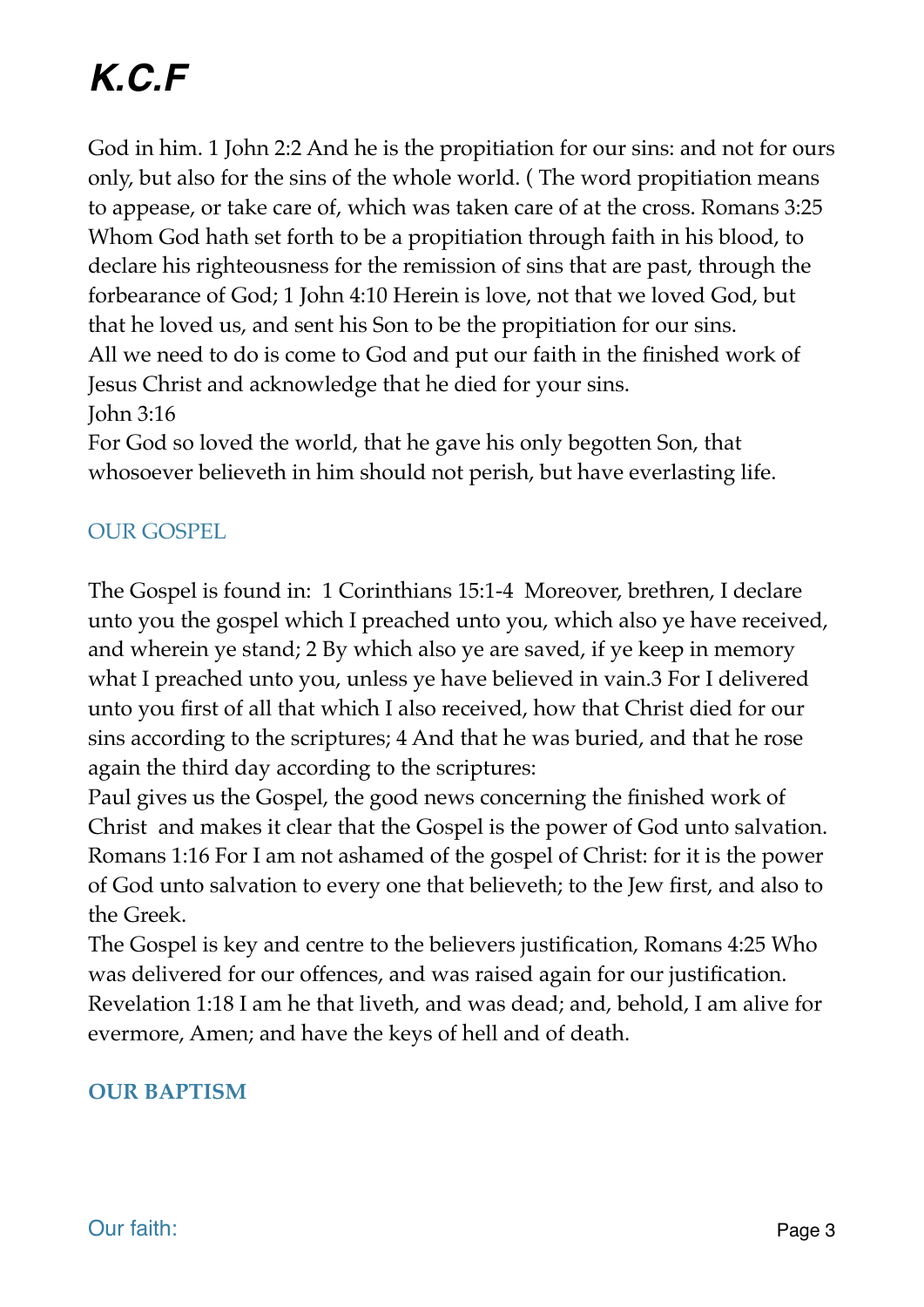God in him. 1 John 2:2 And he is the propitiation for our sins: and not for ours only, but also for the sins of the whole world. ( The word propitiation means to appease, or take care of, which was taken care of at the cross. Romans 3:25 Whom God hath set forth to be a propitiation through faith in his blood, to declare his righteousness for the remission of sins that are past, through the forbearance of God; 1 John 4:10 Herein is love, not that we loved God, but that he loved us, and sent his Son to be the propitiation for our sins.
All we need to do is come to God and put our faith in the finished work of Jesus Christ and acknowledge that he died for your sins.
John 3:16
For God so loved the world, that he gave his only begotten Son, that whosoever believeth in him should not perish, but have everlasting life.

## OUR GOSPEL

The Gospel is found in:  1 Corinthians 15:1-4  Moreover, brethren, I declare unto you the gospel which I preached unto you, which also ye have received, and wherein ye stand; 2 By which also ye are saved, if ye keep in memory what I preached unto you, unless ye have believed in vain.3 For I delivered unto you first of all that which I also received, how that Christ died for our sins according to the scriptures; 4 And that he was buried, and that he rose again the third day according to the scriptures:
Paul gives us the Gospel, the good news concerning the finished work of Christ  and makes it clear that the Gospel is the power of God unto salvation. Romans 1:16 For I am not ashamed of the gospel of Christ: for it is the power of God unto salvation to every one that believeth; to the Jew first, and also to the Greek.
The Gospel is key and centre to the believers justification, Romans 4:25 Who was delivered for our offences, and was raised again for our justification.
Revelation 1:18 I am he that liveth, and was dead; and, behold, I am alive for evermore, Amen; and have the keys of hell and of death.

## OUR BAPTISM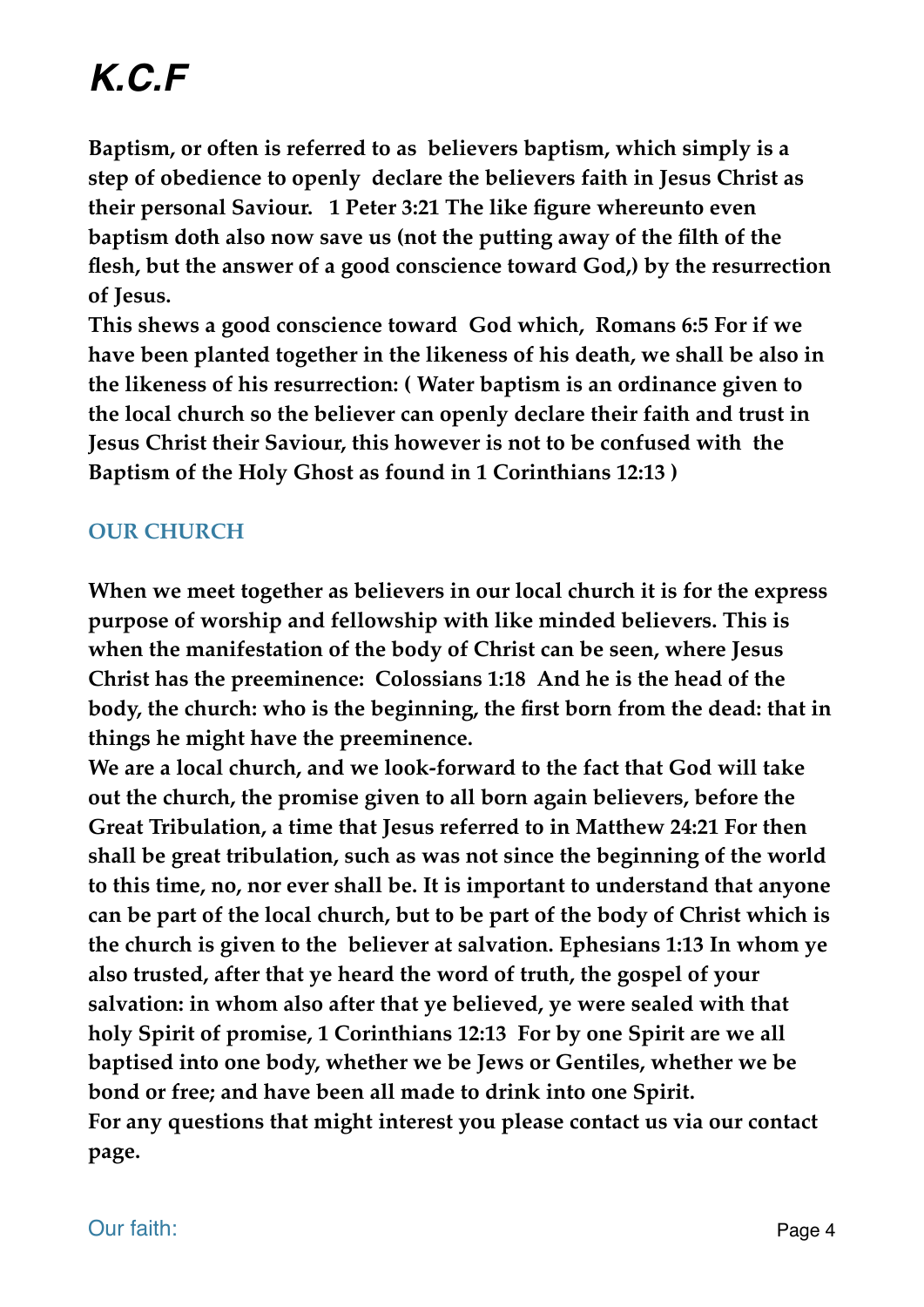**Baptism, or often is referred to as believers baptism, which simply is a step of obedience to openly declare the believers faith in Jesus Christ as their personal Saviour. 1 Peter 3:21 The like figure whereunto even baptism doth also now save us (not the putting away of the filth of the flesh, but the answer of a good conscience toward God,) by the resurrection of Jesus.**
**This shews a good conscience toward God which, Romans 6:5 For if we have been planted together in the likeness of his death, we shall be also in the likeness of his resurrection: ( Water baptism is an ordinance given to the local church so the believer can openly declare their faith and trust in Jesus Christ their Saviour, this however is not to be confused with the Baptism of the Holy Ghost as found in 1 Corinthians 12:13 )**

## OUR CHURCH

**When we meet together as believers in our local church it is for the express purpose of worship and fellowship with like minded believers. This is when the manifestation of the body of Christ can be seen, where Jesus Christ has the preeminence: Colossians 1:18 And he is the head of the body, the church: who is the beginning, the first born from the dead: that in things he might have the preeminence.**
**We are a local church, and we look-forward to the fact that God will take out the church, the promise given to all born again believers, before the Great Tribulation, a time that Jesus referred to in Matthew 24:21 For then shall be great tribulation, such as was not since the beginning of the world to this time, no, nor ever shall be. It is important to understand that anyone can be part of the local church, but to be part of the body of Christ which is the church is given to the believer at salvation. Ephesians 1:13 In whom ye also trusted, after that ye heard the word of truth, the gospel of your salvation: in whom also after that ye believed, ye were sealed with that holy Spirit of promise, 1 Corinthians 12:13 For by one Spirit are we all baptised into one body, whether we be Jews or Gentiles, whether we be bond or free; and have been all made to drink into one Spirit.**
**For any questions that might interest you please contact us via our contact page.**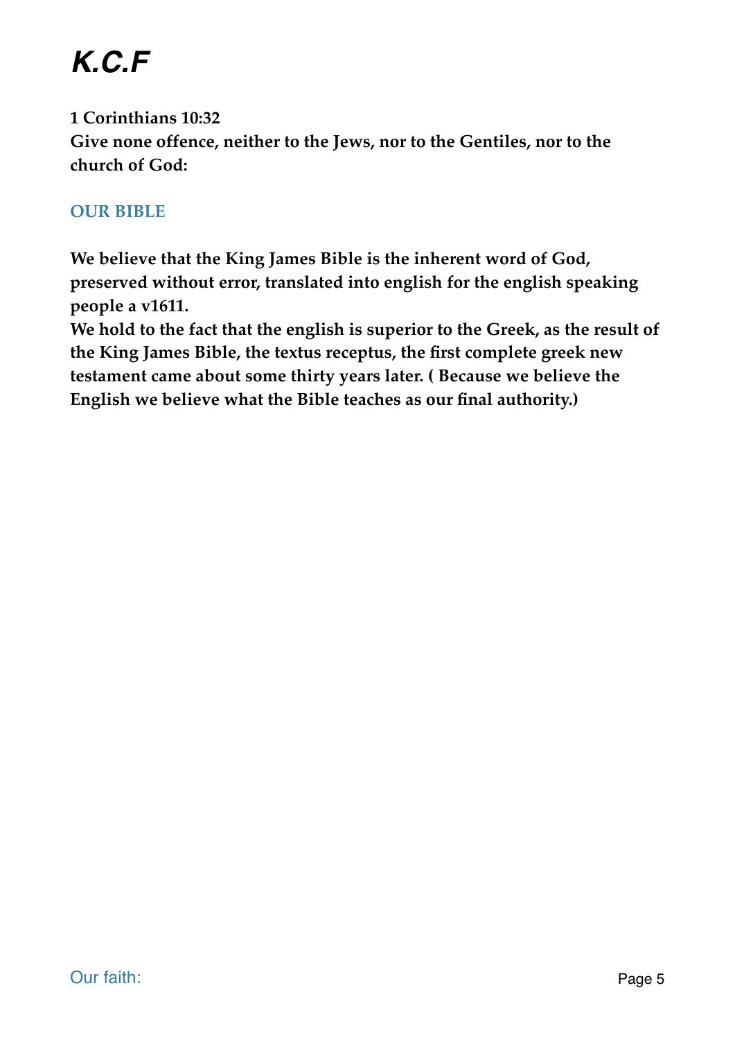# *K.C.F*

**1 Corinthians 10:32**
**Give none offence, neither to the Jews, nor to the Gentiles, nor to the church of God:**

## OUR BIBLE

**We believe that the King James Bible is the inherent word of God, preserved without error, translated into english for the english speaking people a v1611.**
**We hold to the fact that the english is superior to the Greek, as the result of the King James Bible, the textus receptus, the first complete greek new testament came about some thirty years later. ( Because we believe the English we believe what the Bible teaches as our final authority.)**